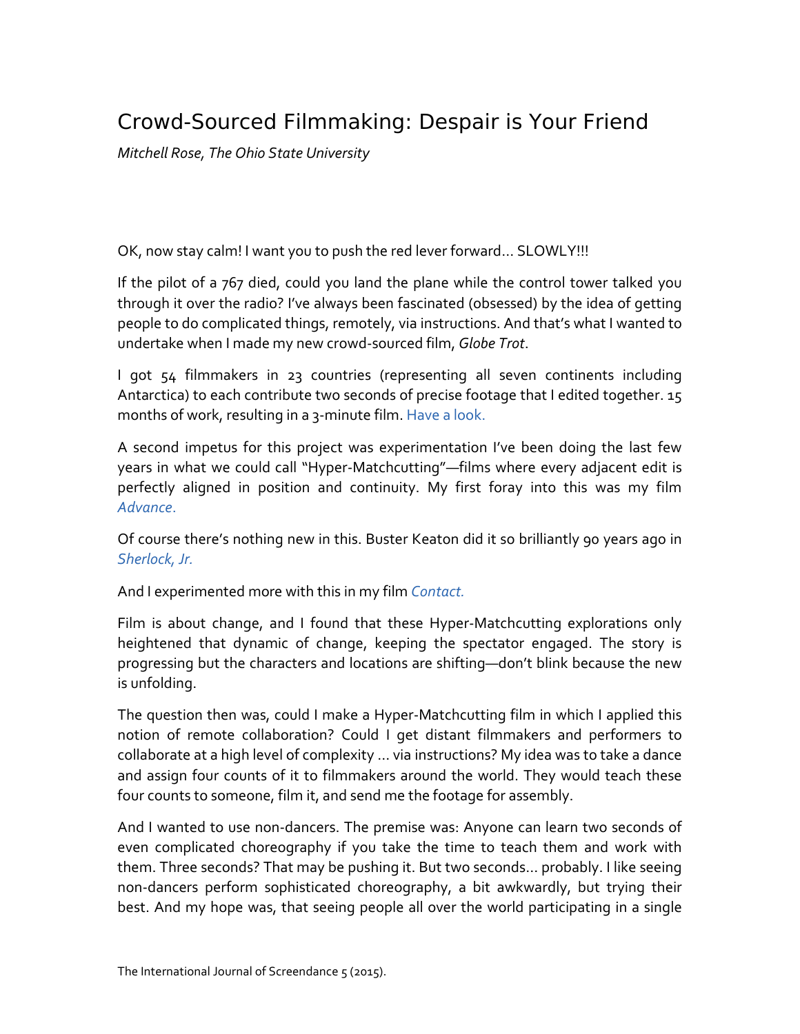# Crowd-Sourced Filmmaking: Despair is Your Friend

*Mitchell Rose, The Ohio State University*

OK, now stay calm! I want you to push the red lever forward… SLOWLY!!!

If the pilot of a 767 died, could you land the plane while the control tower talked you through it over the radio? I've always been fascinated (obsessed) by the idea of getting people to do complicated things, remotely, via instructions. And that's what I wanted to undertake when I made my new crowd-sourced film, *Globe Trot*.

I got 54 filmmakers in 23 countries (representing all seven continents including Antarctica) to each contribute two seconds of precise footage that I edited together. 15 months of work, resulting in a 3-minute film. Have a look.

A second impetus for this project was experimentation I've been doing the last few years in what we could call "Hyper-Matchcutting"—films where every adjacent edit is perfectly aligned in position and continuity. My first foray into this was my film *Advance*.

Of course there's nothing new in this. Buster Keaton did it so brilliantly 90 years ago in *Sherlock, Jr.*

And I experimented more with this in my film *Contact.*

Film is about change, and I found that these Hyper-Matchcutting explorations only heightened that dynamic of change, keeping the spectator engaged. The story is progressing but the characters and locations are shifting—don't blink because the new is unfolding.

The question then was, could I make a Hyper-Matchcutting film in which I applied this notion of remote collaboration? Could I get distant filmmakers and performers to collaborate at a high level of complexity … via instructions? My idea was to take a dance and assign four counts of it to filmmakers around the world. They would teach these four counts to someone, film it, and send me the footage for assembly.

And I wanted to use non-dancers. The premise was: Anyone can learn two seconds of even complicated choreography if you take the time to teach them and work with them. Three seconds? That may be pushing it. But two seconds… probably. I like seeing non-dancers perform sophisticated choreography, a bit awkwardly, but trying their best. And my hope was, that seeing people all over the world participating in a single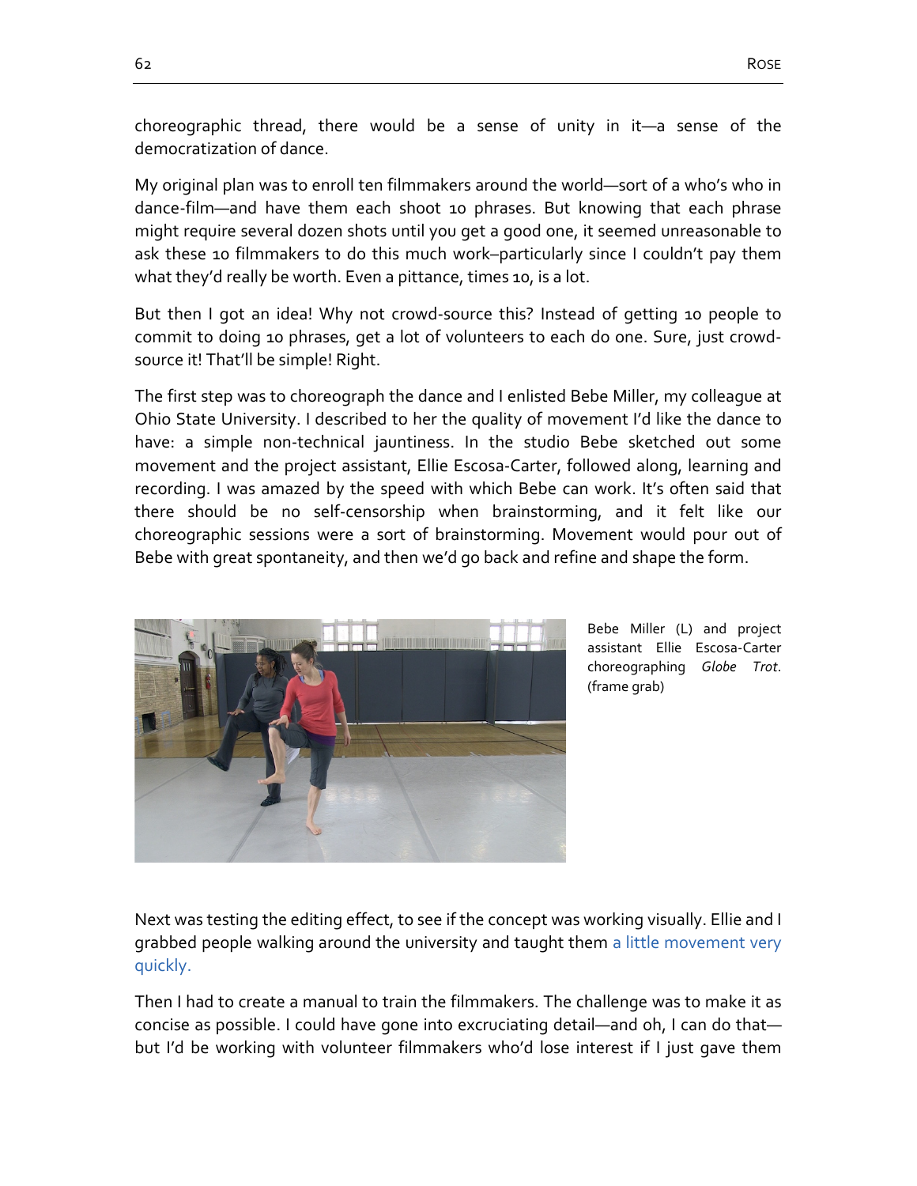choreographic thread, there would be a sense of unity in it—a sense of the democratization of dance.

My original plan was to enroll ten filmmakers around the world—sort of a who's who in dance-film—and have them each shoot 10 phrases. But knowing that each phrase might require several dozen shots until you get a good one, it seemed unreasonable to ask these 10 filmmakers to do this much work–particularly since I couldn't pay them what they'd really be worth. Even a pittance, times 10, is a lot.

But then I got an idea! Why not crowd-source this? Instead of getting 10 people to commit to doing 10 phrases, get a lot of volunteers to each do one. Sure, just crowd-source it! That'll be simple! Right.

The first step was to choreograph the dance and I enlisted Bebe Miller, my colleague at Ohio State University. I described to her the quality of movement I'd like the dance to have: a simple non-technical jauntiness. In the studio Bebe sketched out some movement and the project assistant, Ellie Escosa-Carter, followed along, learning and recording. I was amazed by the speed with which Bebe can work. It's often said that there should be no self-censorship when brainstorming, and it felt like our choreographic sessions were a sort of brainstorming. Movement would pour out of Bebe with great spontaneity, and then we'd go back and refine and shape the form.

Bebe Miller (L) and project assistant Ellie Escosa-Carter choreographing *Globe Trot*. (frame grab)

Next was testing the editing effect, to see if the concept was working visually. Ellie and I grabbed people walking around the university and taught them a little movement very quickly.

Then I had to create a manual to train the filmmakers. The challenge was to make it as concise as possible. I could have gone into excruciating detail—and oh, I can do that—but I'd be working with volunteer filmmakers who'd lose interest if I just gave them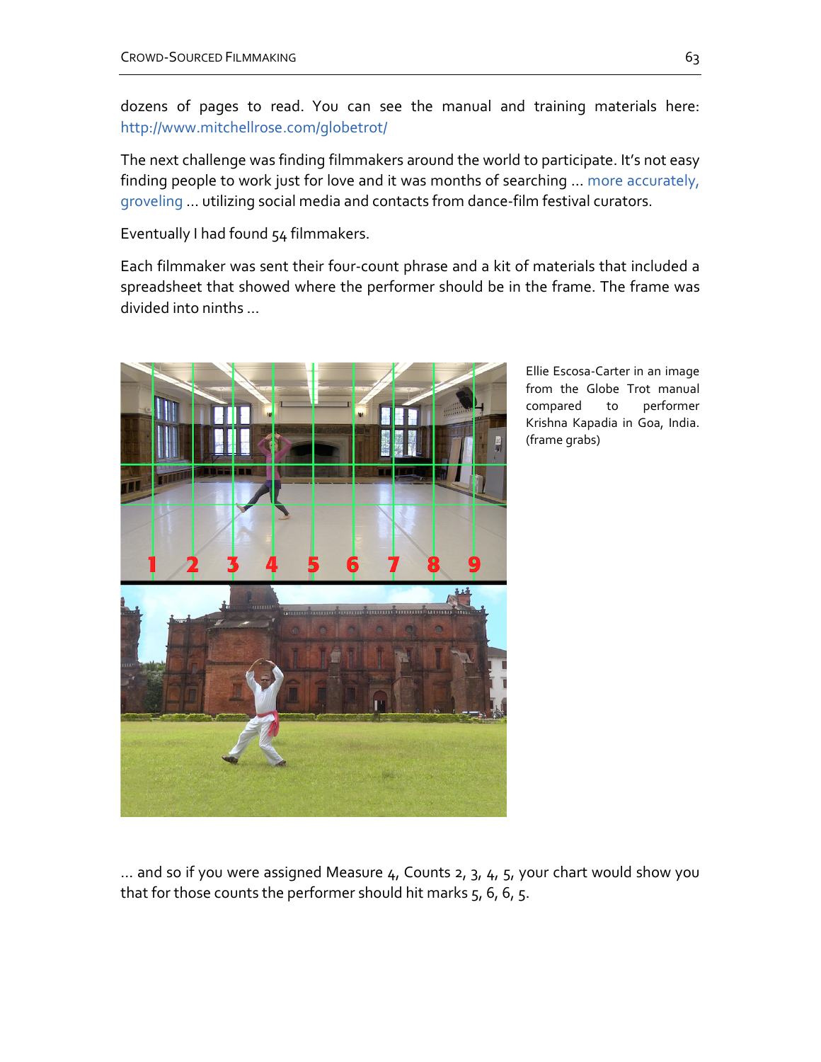dozens of pages to read. You can see the manual and training materials here: http://www.mitchellrose.com/globetrot/

The next challenge was finding filmmakers around the world to participate. It's not easy finding people to work just for love and it was months of searching … more accurately, groveling … utilizing social media and contacts from dance-film festival curators.

Eventually I had found 54 filmmakers.

Each filmmaker was sent their four-count phrase and a kit of materials that included a spreadsheet that showed where the performer should be in the frame. The frame was divided into ninths …

Ellie Escosa-Carter in an image from the Globe Trot manual compared to performer Krishna Kapadia in Goa, India. (frame grabs)

… and so if you were assigned Measure 4, Counts 2, 3, 4, 5, your chart would show you that for those counts the performer should hit marks 5, 6, 6, 5.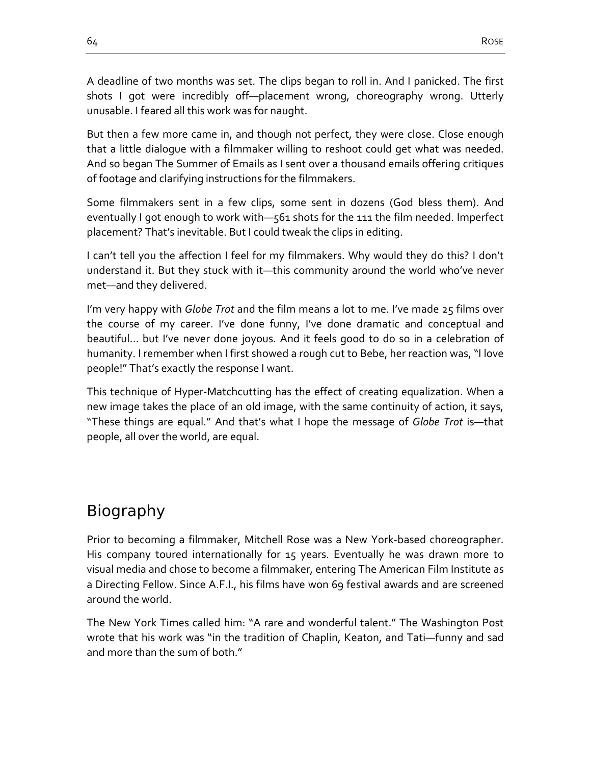A deadline of two months was set. The clips began to roll in. And I panicked. The first shots I got were incredibly off—placement wrong, choreography wrong. Utterly unusable. I feared all this work was for naught.

But then a few more came in, and though not perfect, they were close. Close enough that a little dialogue with a filmmaker willing to reshoot could get what was needed. And so began The Summer of Emails as I sent over a thousand emails offering critiques of footage and clarifying instructions for the filmmakers.

Some filmmakers sent in a few clips, some sent in dozens (God bless them). And eventually I got enough to work with—561 shots for the 111 the film needed. Imperfect placement? That's inevitable. But I could tweak the clips in editing.

I can't tell you the affection I feel for my filmmakers. Why would they do this? I don't understand it. But they stuck with it—this community around the world who've never met—and they delivered.

I'm very happy with *Globe Trot* and the film means a lot to me. I've made 25 films over the course of my career. I've done funny, I've done dramatic and conceptual and beautiful… but I've never done joyous. And it feels good to do so in a celebration of humanity. I remember when I first showed a rough cut to Bebe, her reaction was, "I love people!" That's exactly the response I want.

This technique of Hyper-Matchcutting has the effect of creating equalization. When a new image takes the place of an old image, with the same continuity of action, it says, "These things are equal." And that's what I hope the message of *Globe Trot* is—that people, all over the world, are equal.

## Biography

Prior to becoming a filmmaker, Mitchell Rose was a New York-based choreographer. His company toured internationally for 15 years. Eventually he was drawn more to visual media and chose to become a filmmaker, entering The American Film Institute as a Directing Fellow. Since A.F.I., his films have won 69 festival awards and are screened around the world.

The New York Times called him: "A rare and wonderful talent." The Washington Post wrote that his work was "in the tradition of Chaplin, Keaton, and Tati—funny and sad and more than the sum of both."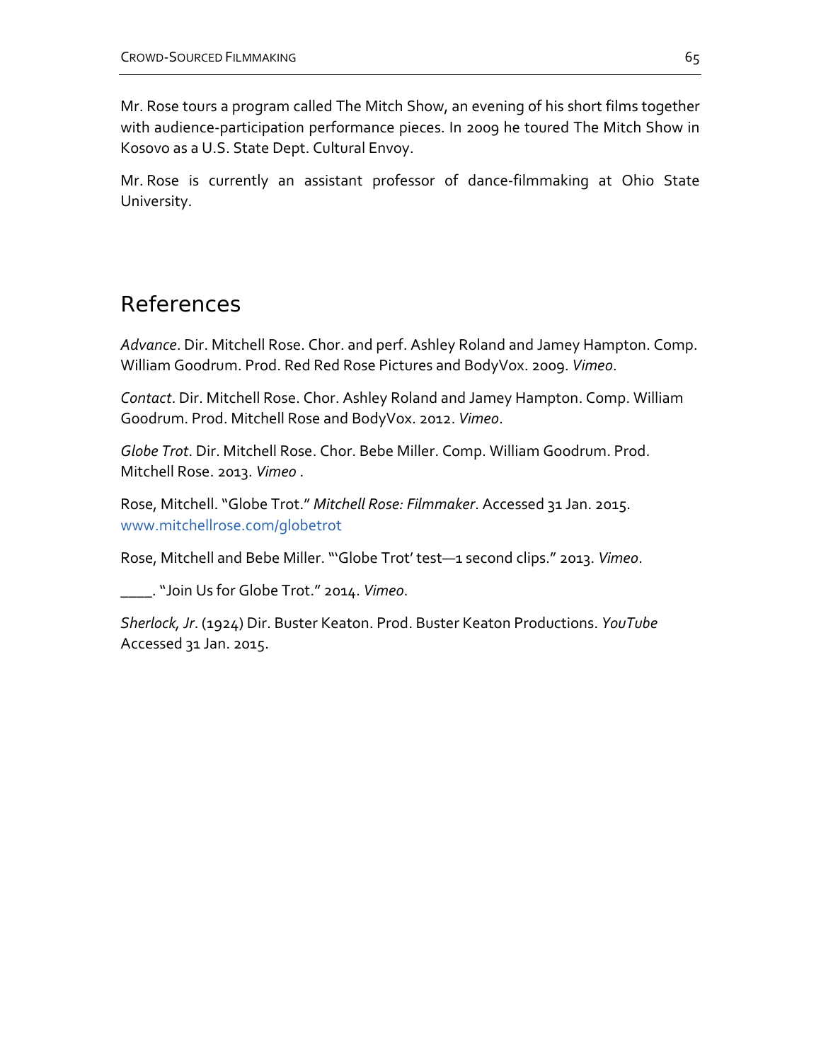Mr. Rose tours a program called The Mitch Show, an evening of his short films together with audience-participation performance pieces. In 2009 he toured The Mitch Show in Kosovo as a U.S. State Dept. Cultural Envoy.

Mr. Rose is currently an assistant professor of dance-filmmaking at Ohio State University.

## References

*Advance*. Dir. Mitchell Rose. Chor. and perf. Ashley Roland and Jamey Hampton. Comp. William Goodrum. Prod. Red Red Rose Pictures and BodyVox. 2009. *Vimeo*.

*Contact*. Dir. Mitchell Rose. Chor. Ashley Roland and Jamey Hampton. Comp. William Goodrum. Prod. Mitchell Rose and BodyVox. 2012. *Vimeo*.

*Globe Trot*. Dir. Mitchell Rose. Chor. Bebe Miller. Comp. William Goodrum. Prod. Mitchell Rose. 2013. *Vimeo* .

Rose, Mitchell. "Globe Trot." *Mitchell Rose: Filmmaker*. Accessed 31 Jan. 2015. www.mitchellrose.com/globetrot

Rose, Mitchell and Bebe Miller. "'Globe Trot' test—1 second clips." 2013. *Vimeo*.

____. "Join Us for Globe Trot." 2014. *Vimeo*.

*Sherlock, Jr*. (1924) Dir. Buster Keaton. Prod. Buster Keaton Productions. *YouTube* Accessed 31 Jan. 2015.